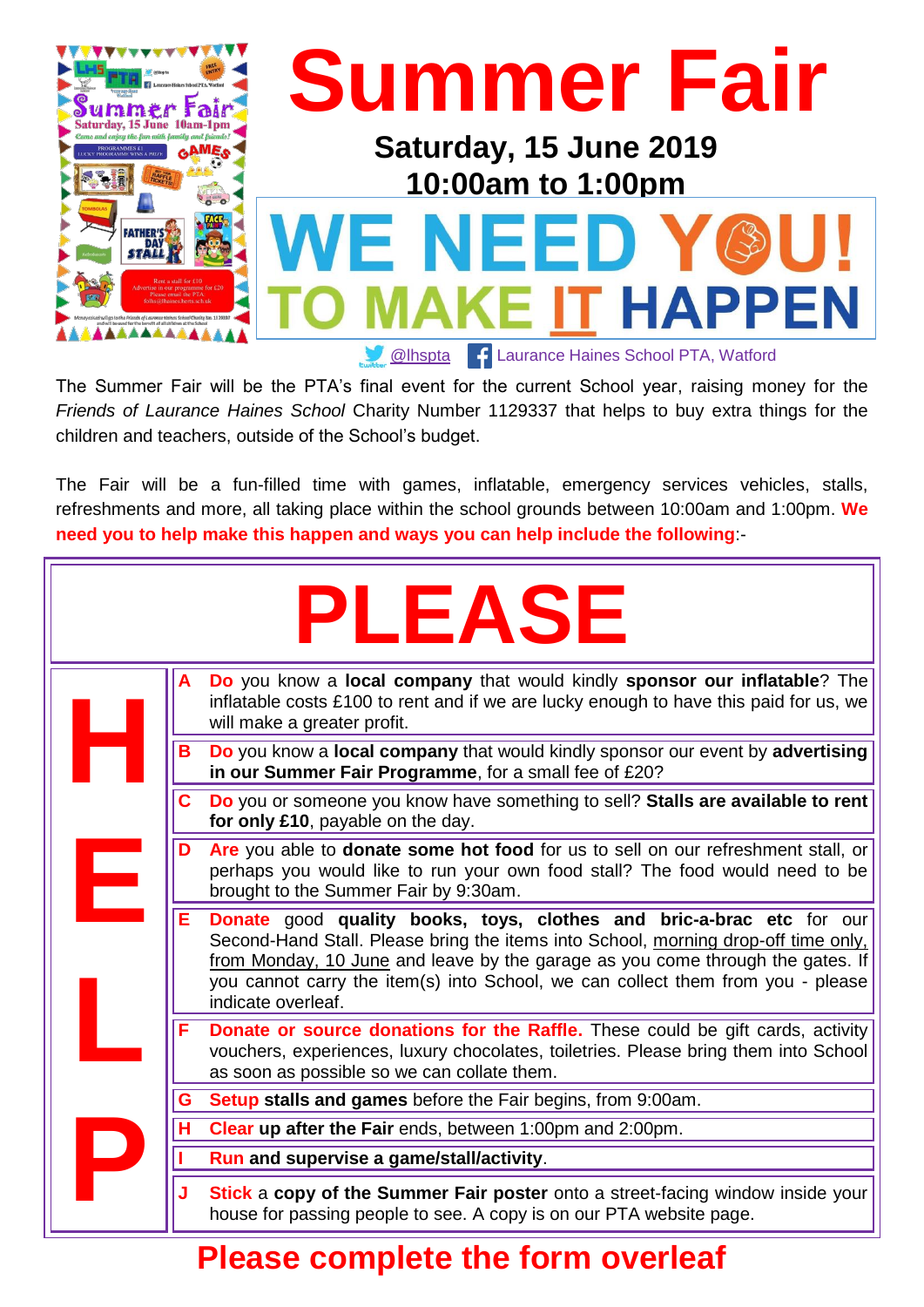# Summer Fair

**Saturday, 15 June 2019**
**10:00am to 1:00pm**

## WE NEED YOU! TO MAKE IT HAPPEN

@lhspta | Laurance Haines School PTA, Watford

The Summer Fair will be the PTA's final event for the current School year, raising money for the *Friends of Laurance Haines School* Charity Number 1129337 that helps to buy extra things for the children and teachers, outside of the School's budget.

The Fair will be a fun-filled time with games, inflatable, emergency services vehicles, stalls, refreshments and more, all taking place within the school grounds between 10:00am and 1:00pm. **We need you to help make this happen and ways you can help include the following**:-

# PLEASE HELP

- **A** **Do** you know a **local company** that would kindly **sponsor our inflatable**? The inflatable costs £100 to rent and if we are lucky enough to have this paid for us, we will make a greater profit.
- **B** **Do** you know a **local company** that would kindly sponsor our event by **advertising in our Summer Fair Programme**, for a small fee of £20?
- **C** **Do** you or someone you know have something to sell? **Stalls are available to rent for only £10**, payable on the day.
- **D** **Are** you able to **donate some hot food** for us to sell on our refreshment stall, or perhaps you would like to run your own food stall? The food would need to be brought to the Summer Fair by 9:30am.
- **E** **Donate** good **quality books, toys, clothes and bric-a-brac etc** for our Second-Hand Stall. Please bring the items into School, morning drop-off time only, from Monday, 10 June and leave by the garage as you come through the gates. If you cannot carry the item(s) into School, we can collect them from you - please indicate overleaf.
- **F** **Donate or source donations for the Raffle.** These could be gift cards, activity vouchers, experiences, luxury chocolates, toiletries. Please bring them into School as soon as possible so we can collate them.
- **G** **Setup stalls and games** before the Fair begins, from 9:00am.
- **H** **Clear up after the Fair** ends, between 1:00pm and 2:00pm.
- **I** **Run and supervise a game/stall/activity**.
- **J** **Stick** a **copy of the Summer Fair poster** onto a street-facing window inside your house for passing people to see. A copy is on our PTA website page.

## Please complete the form overleaf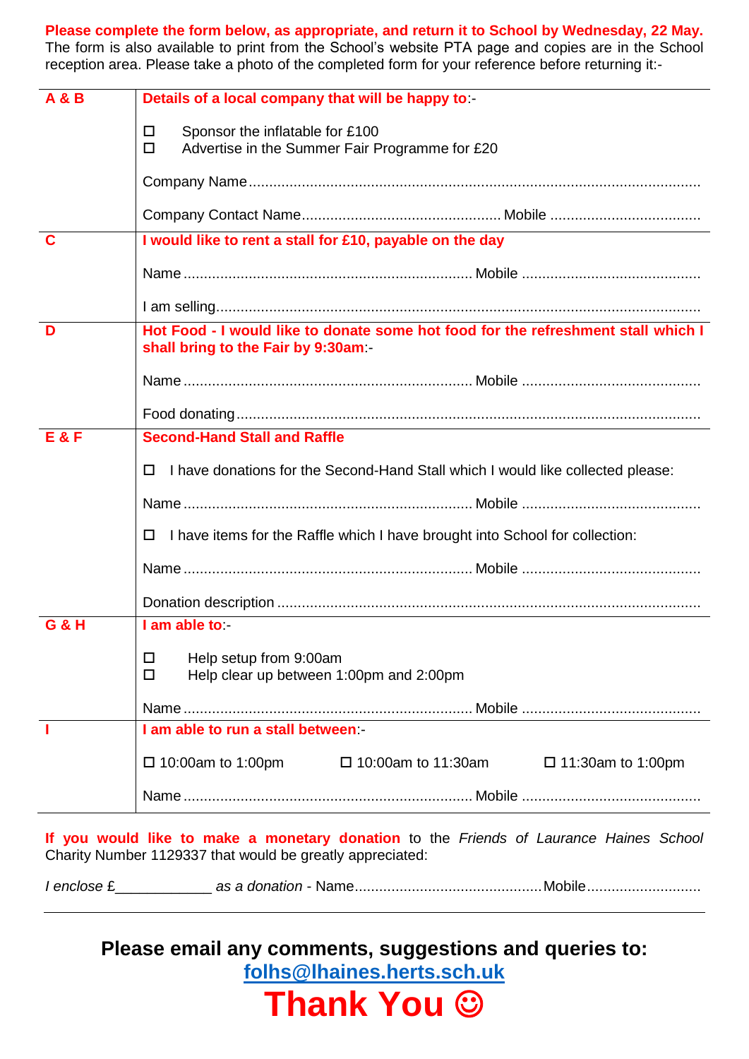**Please complete the form below, as appropriate, and return it to School by Wednesday, 22 May.** The form is also available to print from the School's website PTA page and copies are in the School reception area. Please take a photo of the completed form for your reference before returning it:-

| | |
|---|---|
| **A & B** | **Details of a local company that will be happy to**:-<br><br>☐ Sponsor the inflatable for £100<br>☐ Advertise in the Summer Fair Programme for £20<br><br>Company Name..............................................................................................................<br><br>Company Contact Name................................................ Mobile .................................... |
| **C** | **I would like to rent a stall for £10, payable on the day**<br><br>Name ..................................................................... Mobile ...........................................<br><br>I am selling.................................................................................................................... |
| **D** | **Hot Food - I would like to donate some hot food for the refreshment stall which I shall bring to the Fair by 9:30am**:-<br><br>Name ..................................................................... Mobile ...........................................<br><br>Food donating ................................................................................................................ |
| **E & F** | **Second-Hand Stall and Raffle**<br><br>☐ I have donations for the Second-Hand Stall which I would like collected please:<br><br>Name ..................................................................... Mobile ...........................................<br><br>☐ I have items for the Raffle which I have brought into School for collection:<br><br>Name ..................................................................... Mobile ...........................................<br><br>Donation description ..................................................................................................... |
| **G & H** | **I am able to**:-<br><br>☐ Help setup from 9:00am<br>☐ Help clear up between 1:00pm and 2:00pm<br><br>Name ..................................................................... Mobile ........................................... |
| **I** | **I am able to run a stall between**:-<br><br>☐ 10:00am to 1:00pm ☐ 10:00am to 11:30am ☐ 11:30am to 1:00pm<br><br>Name ..................................................................... Mobile ........................................... |

**If you would like to make a monetary donation** to the *Friends of Laurance Haines School* Charity Number 1129337 that would be greatly appreciated:

*I enclose £____________ as a donation* - Name............................................Mobile...........................

---

**Please email any comments, suggestions and queries to:**
**folhs@lhaines.herts.sch.uk**

# Thank You ☺